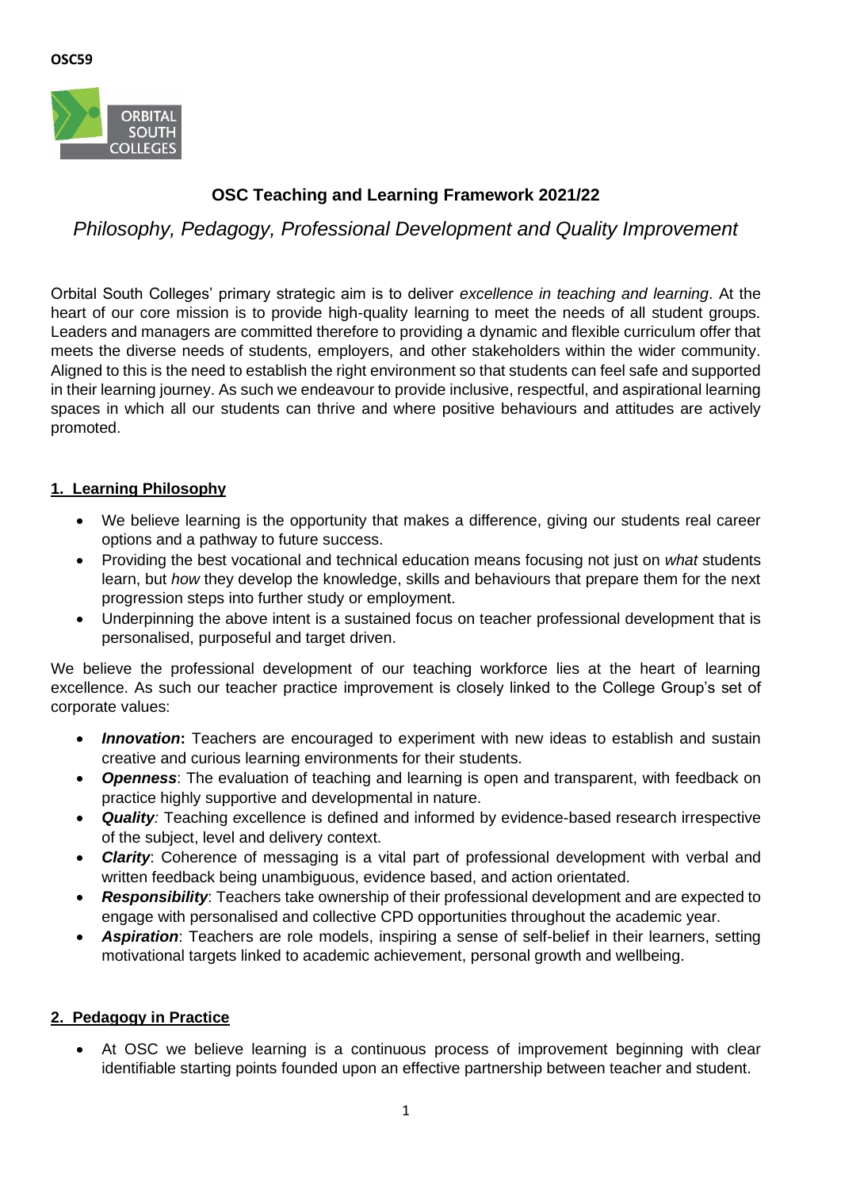OSC59

# OSC Teaching and Learning Framework 2021/22

## *Philosophy, Pedagogy, Professional Development and Quality Improvement*

Orbital South Colleges' primary strategic aim is to deliver *excellence in teaching and learning*. At the heart of our core mission is to provide high-quality learning to meet the needs of all student groups. Leaders and managers are committed therefore to providing a dynamic and flexible curriculum offer that meets the diverse needs of students, employers, and other stakeholders within the wider community. Aligned to this is the need to establish the right environment so that students can feel safe and supported in their learning journey. As such we endeavour to provide inclusive, respectful, and aspirational learning spaces in which all our students can thrive and where positive behaviours and attitudes are actively promoted.

### 1. Learning Philosophy

- We believe learning is the opportunity that makes a difference, giving our students real career options and a pathway to future success.
- Providing the best vocational and technical education means focusing not just on *what* students learn, but *how* they develop the knowledge, skills and behaviours that prepare them for the next progression steps into further study or employment.
- Underpinning the above intent is a sustained focus on teacher professional development that is personalised, purposeful and target driven.

We believe the professional development of our teaching workforce lies at the heart of learning excellence. As such our teacher practice improvement is closely linked to the College Group's set of corporate values:

- ***Innovation*****:** Teachers are encouraged to experiment with new ideas to establish and sustain creative and curious learning environments for their students.
- ***Openness***: The evaluation of teaching and learning is open and transparent, with feedback on practice highly supportive and developmental in nature.
- ***Quality****:* Teaching excellence is defined and informed by evidence-based research irrespective of the subject, level and delivery context.
- ***Clarity***: Coherence of messaging is a vital part of professional development with verbal and written feedback being unambiguous, evidence based, and action orientated.
- ***Responsibility***: Teachers take ownership of their professional development and are expected to engage with personalised and collective CPD opportunities throughout the academic year.
- ***Aspiration***: Teachers are role models, inspiring a sense of self-belief in their learners, setting motivational targets linked to academic achievement, personal growth and wellbeing.

### 2. Pedagogy in Practice

- At OSC we believe learning is a continuous process of improvement beginning with clear identifiable starting points founded upon an effective partnership between teacher and student.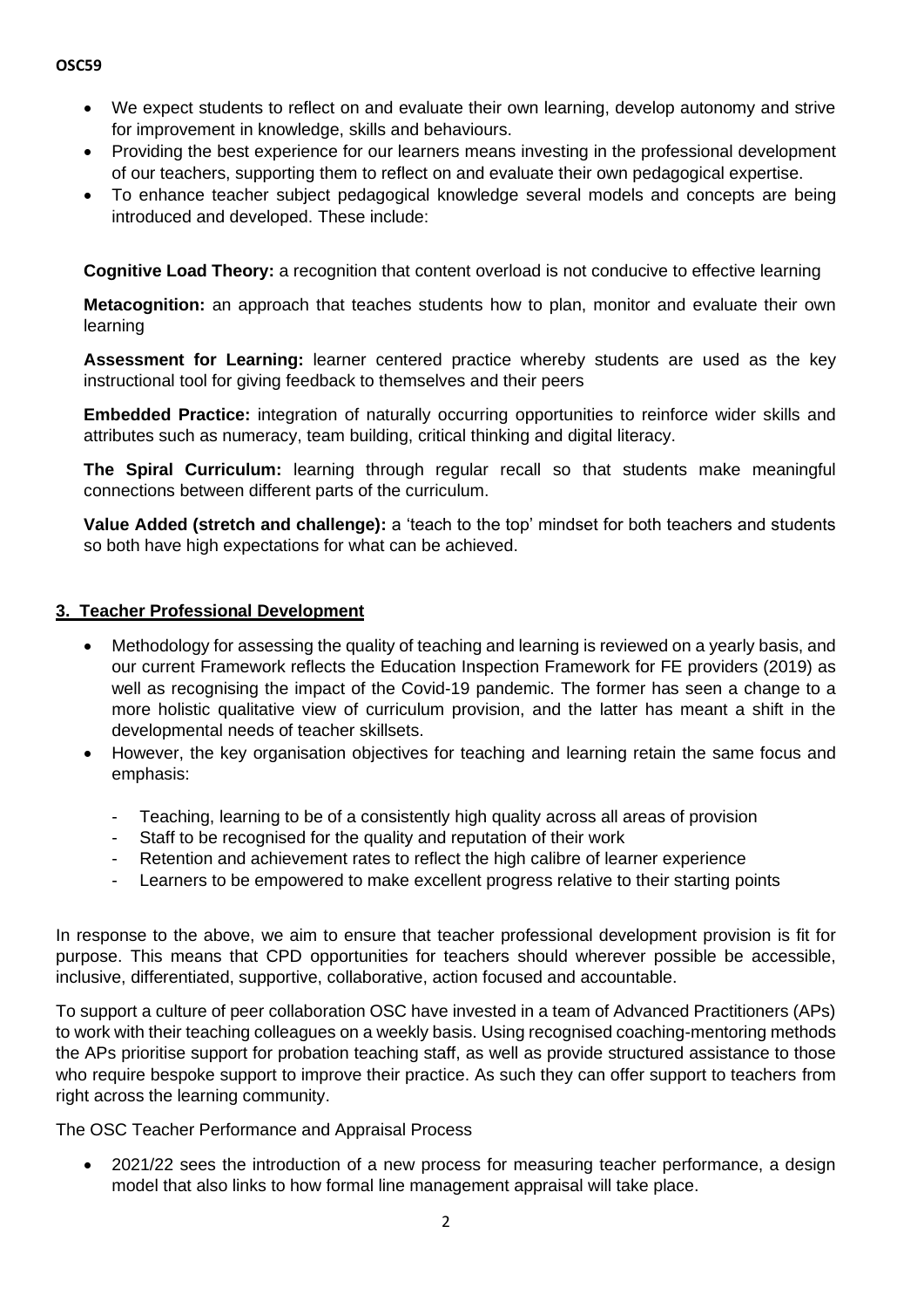- We expect students to reflect on and evaluate their own learning, develop autonomy and strive for improvement in knowledge, skills and behaviours.
- Providing the best experience for our learners means investing in the professional development of our teachers, supporting them to reflect on and evaluate their own pedagogical expertise.
- To enhance teacher subject pedagogical knowledge several models and concepts are being introduced and developed. These include:

**Cognitive Load Theory:** a recognition that content overload is not conducive to effective learning

**Metacognition:** an approach that teaches students how to plan, monitor and evaluate their own learning

**Assessment for Learning:** learner centered practice whereby students are used as the key instructional tool for giving feedback to themselves and their peers

**Embedded Practice:** integration of naturally occurring opportunities to reinforce wider skills and attributes such as numeracy, team building, critical thinking and digital literacy.

**The Spiral Curriculum:** learning through regular recall so that students make meaningful connections between different parts of the curriculum.

**Value Added (stretch and challenge):** a 'teach to the top' mindset for both teachers and students so both have high expectations for what can be achieved.

## 3. Teacher Professional Development

- Methodology for assessing the quality of teaching and learning is reviewed on a yearly basis, and our current Framework reflects the Education Inspection Framework for FE providers (2019) as well as recognising the impact of the Covid-19 pandemic. The former has seen a change to a more holistic qualitative view of curriculum provision, and the latter has meant a shift in the developmental needs of teacher skillsets.
- However, the key organisation objectives for teaching and learning retain the same focus and emphasis:
  - Teaching, learning to be of a consistently high quality across all areas of provision
  - Staff to be recognised for the quality and reputation of their work
  - Retention and achievement rates to reflect the high calibre of learner experience
  - Learners to be empowered to make excellent progress relative to their starting points

In response to the above, we aim to ensure that teacher professional development provision is fit for purpose. This means that CPD opportunities for teachers should wherever possible be accessible, inclusive, differentiated, supportive, collaborative, action focused and accountable.

To support a culture of peer collaboration OSC have invested in a team of Advanced Practitioners (APs) to work with their teaching colleagues on a weekly basis. Using recognised coaching-mentoring methods the APs prioritise support for probation teaching staff, as well as provide structured assistance to those who require bespoke support to improve their practice. As such they can offer support to teachers from right across the learning community.

The OSC Teacher Performance and Appraisal Process

- 2021/22 sees the introduction of a new process for measuring teacher performance, a design model that also links to how formal line management appraisal will take place.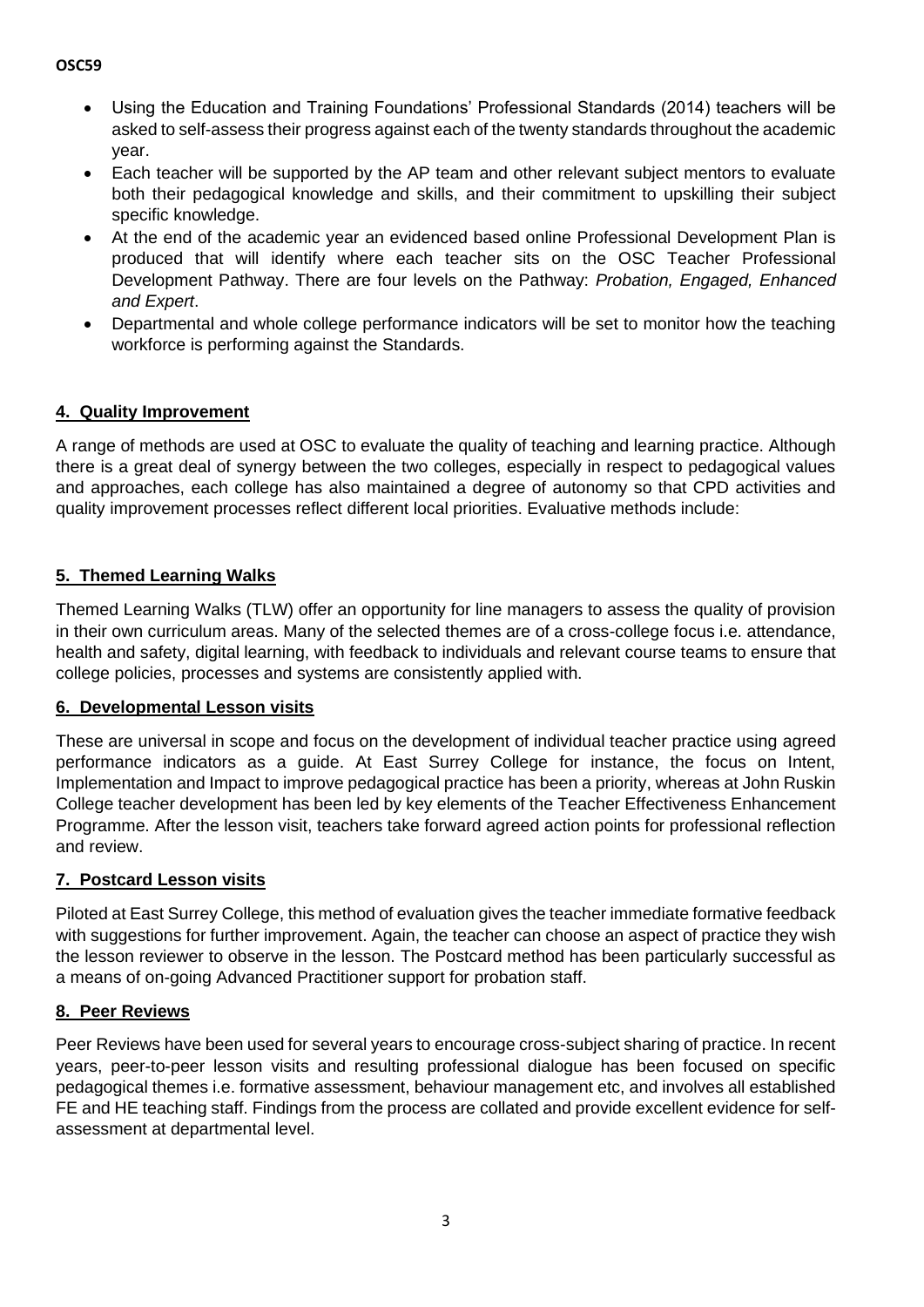- Using the Education and Training Foundations' Professional Standards (2014) teachers will be asked to self-assess their progress against each of the twenty standards throughout the academic year.
- Each teacher will be supported by the AP team and other relevant subject mentors to evaluate both their pedagogical knowledge and skills, and their commitment to upskilling their subject specific knowledge.
- At the end of the academic year an evidenced based online Professional Development Plan is produced that will identify where each teacher sits on the OSC Teacher Professional Development Pathway. There are four levels on the Pathway: *Probation, Engaged, Enhanced and Expert*.
- Departmental and whole college performance indicators will be set to monitor how the teaching workforce is performing against the Standards.

## 4. Quality Improvement

A range of methods are used at OSC to evaluate the quality of teaching and learning practice. Although there is a great deal of synergy between the two colleges, especially in respect to pedagogical values and approaches, each college has also maintained a degree of autonomy so that CPD activities and quality improvement processes reflect different local priorities. Evaluative methods include:

## 5. Themed Learning Walks

Themed Learning Walks (TLW) offer an opportunity for line managers to assess the quality of provision in their own curriculum areas. Many of the selected themes are of a cross-college focus i.e. attendance, health and safety, digital learning, with feedback to individuals and relevant course teams to ensure that college policies, processes and systems are consistently applied with.

## 6. Developmental Lesson visits

These are universal in scope and focus on the development of individual teacher practice using agreed performance indicators as a guide. At East Surrey College for instance, the focus on Intent, Implementation and Impact to improve pedagogical practice has been a priority, whereas at John Ruskin College teacher development has been led by key elements of the Teacher Effectiveness Enhancement Programme. After the lesson visit, teachers take forward agreed action points for professional reflection and review.

## 7. Postcard Lesson visits

Piloted at East Surrey College, this method of evaluation gives the teacher immediate formative feedback with suggestions for further improvement. Again, the teacher can choose an aspect of practice they wish the lesson reviewer to observe in the lesson. The Postcard method has been particularly successful as a means of on-going Advanced Practitioner support for probation staff.

## 8. Peer Reviews

Peer Reviews have been used for several years to encourage cross-subject sharing of practice. In recent years, peer-to-peer lesson visits and resulting professional dialogue has been focused on specific pedagogical themes i.e. formative assessment, behaviour management etc, and involves all established FE and HE teaching staff. Findings from the process are collated and provide excellent evidence for self-assessment at departmental level.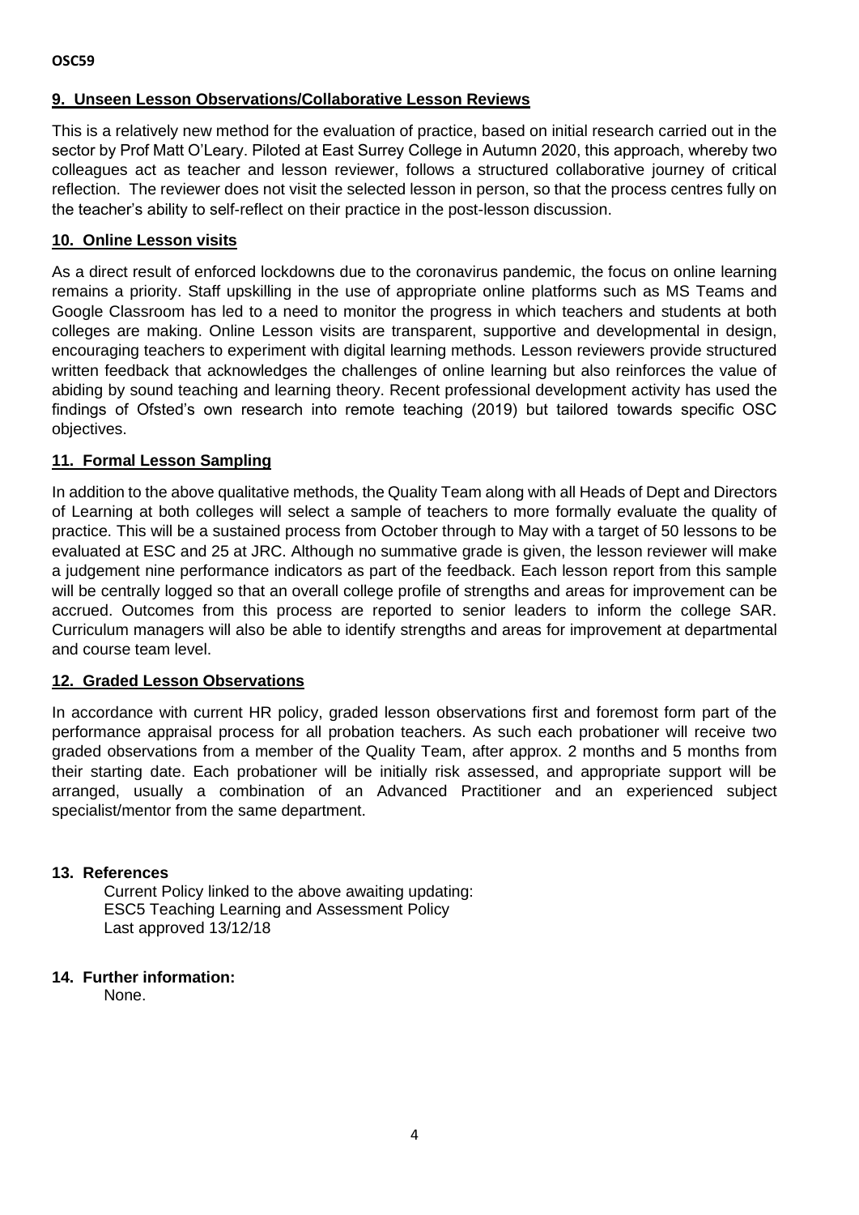## 9. Unseen Lesson Observations/Collaborative Lesson Reviews

This is a relatively new method for the evaluation of practice, based on initial research carried out in the sector by Prof Matt O'Leary. Piloted at East Surrey College in Autumn 2020, this approach, whereby two colleagues act as teacher and lesson reviewer, follows a structured collaborative journey of critical reflection. The reviewer does not visit the selected lesson in person, so that the process centres fully on the teacher's ability to self-reflect on their practice in the post-lesson discussion.

## 10. Online Lesson visits

As a direct result of enforced lockdowns due to the coronavirus pandemic, the focus on online learning remains a priority. Staff upskilling in the use of appropriate online platforms such as MS Teams and Google Classroom has led to a need to monitor the progress in which teachers and students at both colleges are making. Online Lesson visits are transparent, supportive and developmental in design, encouraging teachers to experiment with digital learning methods. Lesson reviewers provide structured written feedback that acknowledges the challenges of online learning but also reinforces the value of abiding by sound teaching and learning theory. Recent professional development activity has used the findings of Ofsted's own research into remote teaching (2019) but tailored towards specific OSC objectives.

## 11. Formal Lesson Sampling

In addition to the above qualitative methods, the Quality Team along with all Heads of Dept and Directors of Learning at both colleges will select a sample of teachers to more formally evaluate the quality of practice. This will be a sustained process from October through to May with a target of 50 lessons to be evaluated at ESC and 25 at JRC. Although no summative grade is given, the lesson reviewer will make a judgement nine performance indicators as part of the feedback. Each lesson report from this sample will be centrally logged so that an overall college profile of strengths and areas for improvement can be accrued. Outcomes from this process are reported to senior leaders to inform the college SAR. Curriculum managers will also be able to identify strengths and areas for improvement at departmental and course team level.

## 12. Graded Lesson Observations

In accordance with current HR policy, graded lesson observations first and foremost form part of the performance appraisal process for all probation teachers. As such each probationer will receive two graded observations from a member of the Quality Team, after approx. 2 months and 5 months from their starting date. Each probationer will be initially risk assessed, and appropriate support will be arranged, usually a combination of an Advanced Practitioner and an experienced subject specialist/mentor from the same department.

## 13. References

Current Policy linked to the above awaiting updating:
ESC5 Teaching Learning and Assessment Policy
Last approved 13/12/18

## 14. Further information:

None.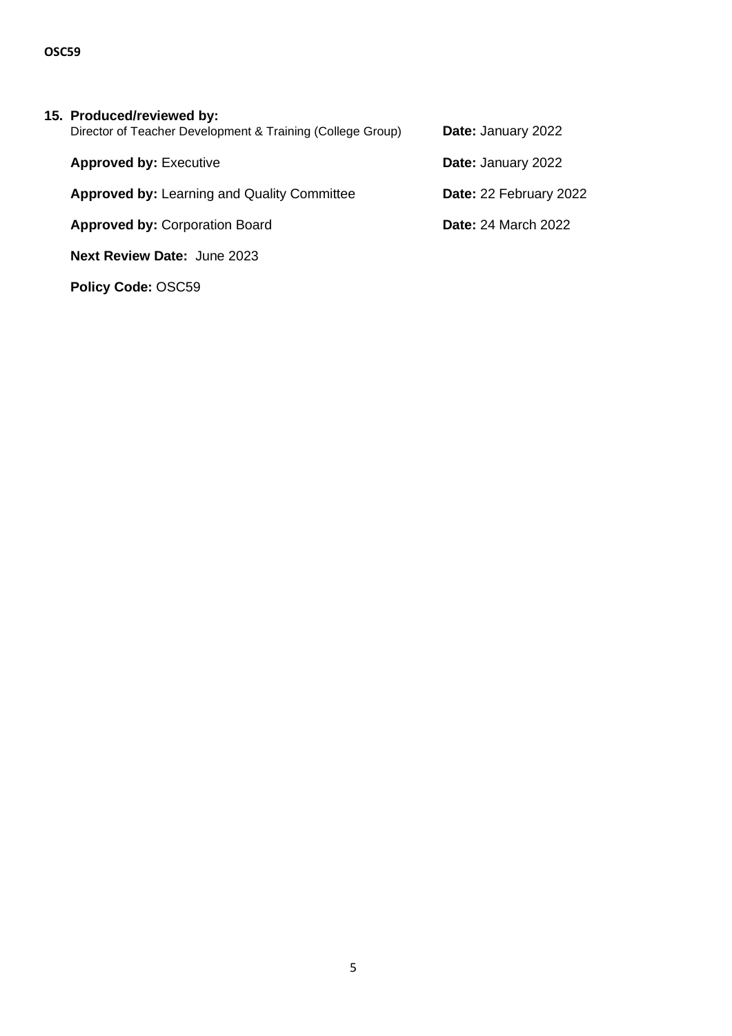15. **Produced/reviewed by:**
    Director of Teacher Development & Training (College Group) **Date:** January 2022

    **Approved by:** Executive **Date:** January 2022

    **Approved by:** Learning and Quality Committee **Date:** 22 February 2022

    **Approved by:** Corporation Board **Date:** 24 March 2022

    **Next Review Date:** June 2023

    **Policy Code:** OSC59